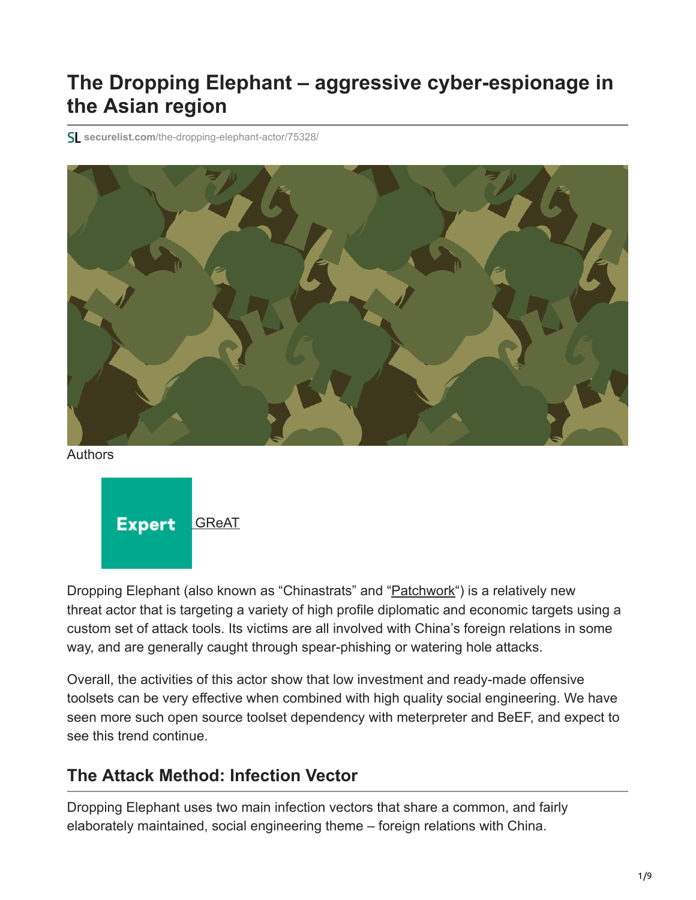# The Dropping Elephant – aggressive cyber-espionage in the Asian region

securelist.com/the-dropping-elephant-actor/75328/

Authors

Expert GReAT

Dropping Elephant (also known as "Chinastrats" and "Patchwork") is a relatively new threat actor that is targeting a variety of high profile diplomatic and economic targets using a custom set of attack tools. Its victims are all involved with China's foreign relations in some way, and are generally caught through spear-phishing or watering hole attacks.

Overall, the activities of this actor show that low investment and ready-made offensive toolsets can be very effective when combined with high quality social engineering. We have seen more such open source toolset dependency with meterpreter and BeEF, and expect to see this trend continue.

## The Attack Method: Infection Vector

Dropping Elephant uses two main infection vectors that share a common, and fairly elaborately maintained, social engineering theme – foreign relations with China.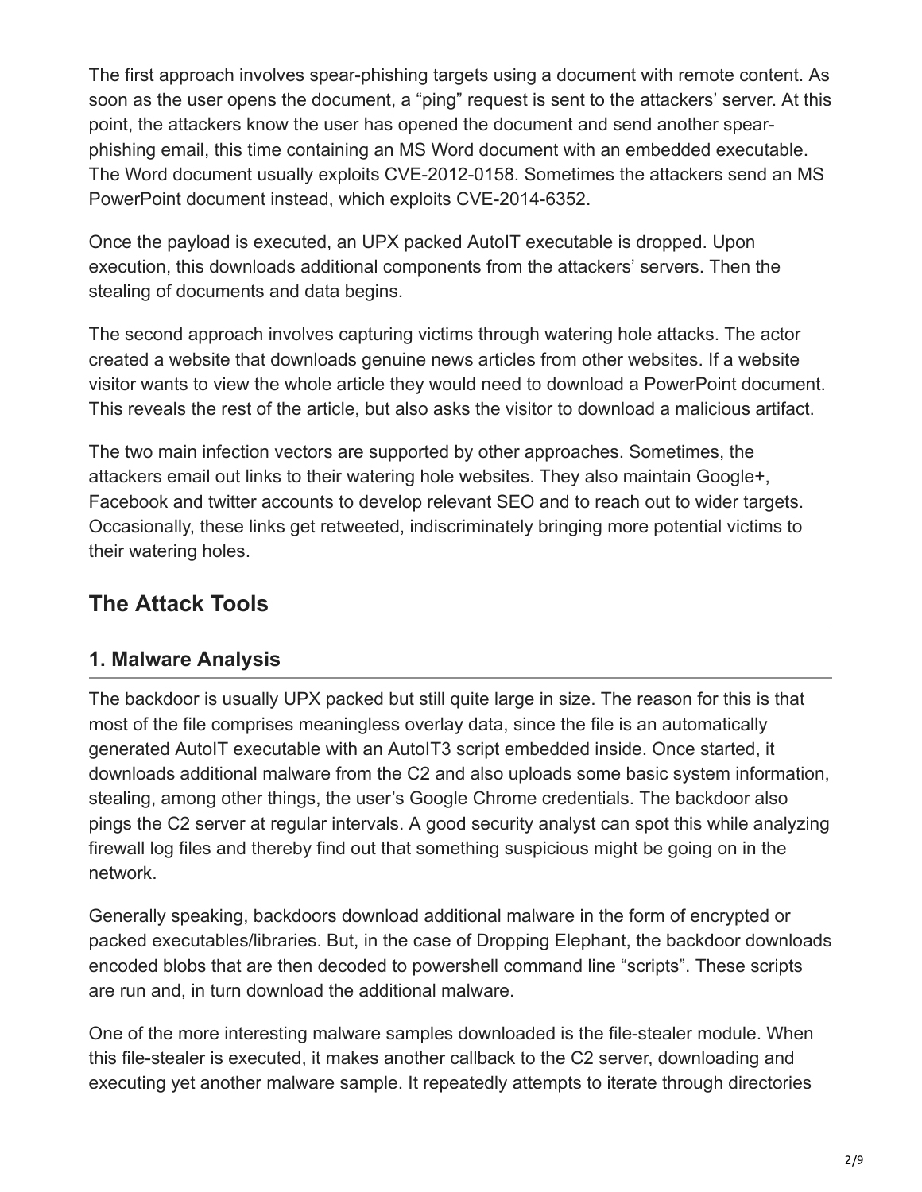The first approach involves spear-phishing targets using a document with remote content. As soon as the user opens the document, a “ping” request is sent to the attackers’ server. At this point, the attackers know the user has opened the document and send another spear-phishing email, this time containing an MS Word document with an embedded executable. The Word document usually exploits CVE-2012-0158. Sometimes the attackers send an MS PowerPoint document instead, which exploits CVE-2014-6352.

Once the payload is executed, an UPX packed AutoIT executable is dropped. Upon execution, this downloads additional components from the attackers’ servers. Then the stealing of documents and data begins.

The second approach involves capturing victims through watering hole attacks. The actor created a website that downloads genuine news articles from other websites. If a website visitor wants to view the whole article they would need to download a PowerPoint document. This reveals the rest of the article, but also asks the visitor to download a malicious artifact.

The two main infection vectors are supported by other approaches. Sometimes, the attackers email out links to their watering hole websites. They also maintain Google+, Facebook and twitter accounts to develop relevant SEO and to reach out to wider targets. Occasionally, these links get retweeted, indiscriminately bringing more potential victims to their watering holes.

## The Attack Tools

### 1. Malware Analysis

The backdoor is usually UPX packed but still quite large in size. The reason for this is that most of the file comprises meaningless overlay data, since the file is an automatically generated AutoIT executable with an AutoIT3 script embedded inside. Once started, it downloads additional malware from the C2 and also uploads some basic system information, stealing, among other things, the user’s Google Chrome credentials. The backdoor also pings the C2 server at regular intervals. A good security analyst can spot this while analyzing firewall log files and thereby find out that something suspicious might be going on in the network.

Generally speaking, backdoors download additional malware in the form of encrypted or packed executables/libraries. But, in the case of Dropping Elephant, the backdoor downloads encoded blobs that are then decoded to powershell command line “scripts”. These scripts are run and, in turn download the additional malware.

One of the more interesting malware samples downloaded is the file-stealer module. When this file-stealer is executed, it makes another callback to the C2 server, downloading and executing yet another malware sample. It repeatedly attempts to iterate through directories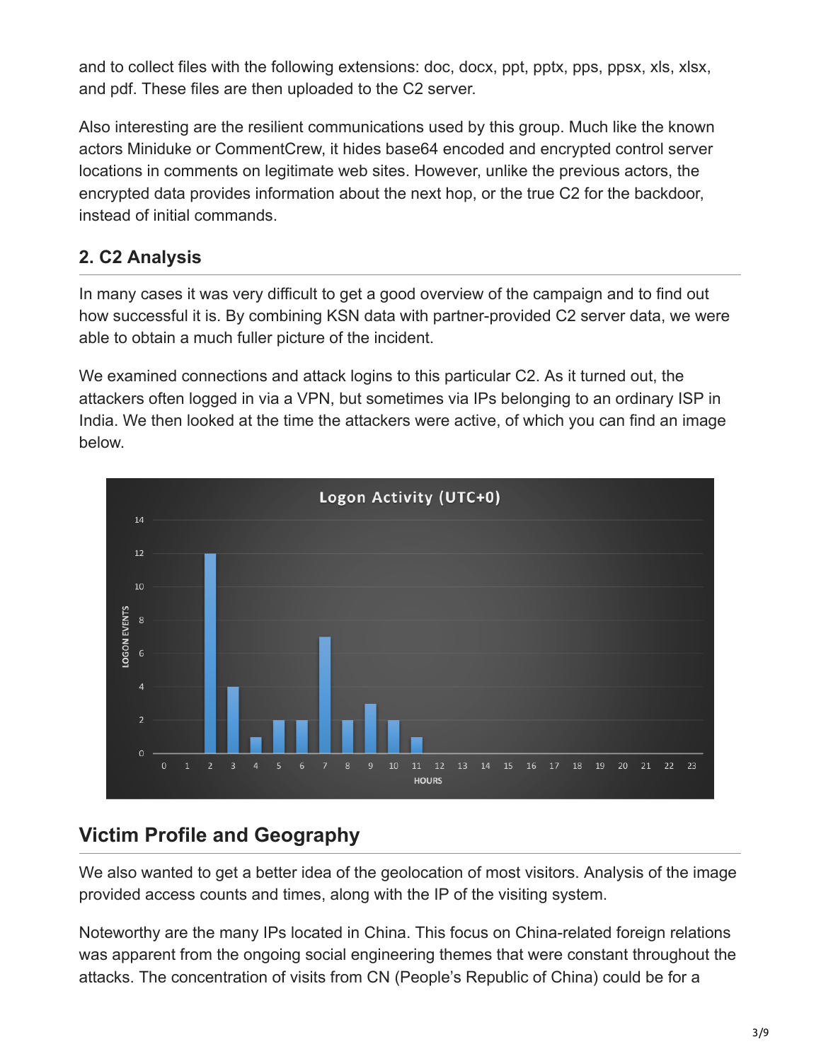and to collect files with the following extensions: doc, docx, ppt, pptx, pps, ppsx, xls, xlsx, and pdf. These files are then uploaded to the C2 server.

Also interesting are the resilient communications used by this group. Much like the known actors Miniduke or CommentCrew, it hides base64 encoded and encrypted control server locations in comments on legitimate web sites. However, unlike the previous actors, the encrypted data provides information about the next hop, or the true C2 for the backdoor, instead of initial commands.

## 2. C2 Analysis

In many cases it was very difficult to get a good overview of the campaign and to find out how successful it is. By combining KSN data with partner-provided C2 server data, we were able to obtain a much fuller picture of the incident.

We examined connections and attack logins to this particular C2. As it turned out, the attackers often logged in via a VPN, but sometimes via IPs belonging to an ordinary ISP in India. We then looked at the time the attackers were active, of which you can find an image below.

## Victim Profile and Geography

We also wanted to get a better idea of the geolocation of most visitors. Analysis of the image provided access counts and times, along with the IP of the visiting system.

Noteworthy are the many IPs located in China. This focus on China-related foreign relations was apparent from the ongoing social engineering themes that were constant throughout the attacks. The concentration of visits from CN (People's Republic of China) could be for a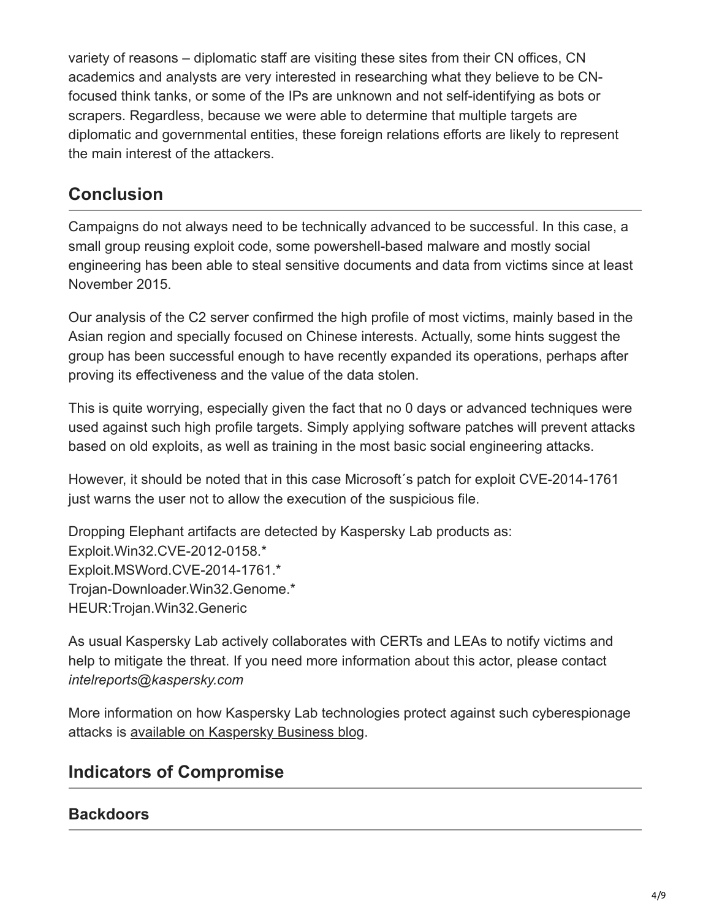variety of reasons – diplomatic staff are visiting these sites from their CN offices, CN academics and analysts are very interested in researching what they believe to be CN-focused think tanks, or some of the IPs are unknown and not self-identifying as bots or scrapers. Regardless, because we were able to determine that multiple targets are diplomatic and governmental entities, these foreign relations efforts are likely to represent the main interest of the attackers.

## Conclusion

Campaigns do not always need to be technically advanced to be successful. In this case, a small group reusing exploit code, some powershell-based malware and mostly social engineering has been able to steal sensitive documents and data from victims since at least November 2015.

Our analysis of the C2 server confirmed the high profile of most victims, mainly based in the Asian region and specially focused on Chinese interests. Actually, some hints suggest the group has been successful enough to have recently expanded its operations, perhaps after proving its effectiveness and the value of the data stolen.

This is quite worrying, especially given the fact that no 0 days or advanced techniques were used against such high profile targets. Simply applying software patches will prevent attacks based on old exploits, as well as training in the most basic social engineering attacks.

However, it should be noted that in this case Microsoft´s patch for exploit CVE-2014-1761 just warns the user not to allow the execution of the suspicious file.

Dropping Elephant artifacts are detected by Kaspersky Lab products as:
Exploit.Win32.CVE-2012-0158.*
Exploit.MSWord.CVE-2014-1761.*
Trojan-Downloader.Win32.Genome.*
HEUR:Trojan.Win32.Generic

As usual Kaspersky Lab actively collaborates with CERTs and LEAs to notify victims and help to mitigate the threat. If you need more information about this actor, please contact *intelreports@kaspersky.com*

More information on how Kaspersky Lab technologies protect against such cyberespionage attacks is available on Kaspersky Business blog.

## Indicators of Compromise

### Backdoors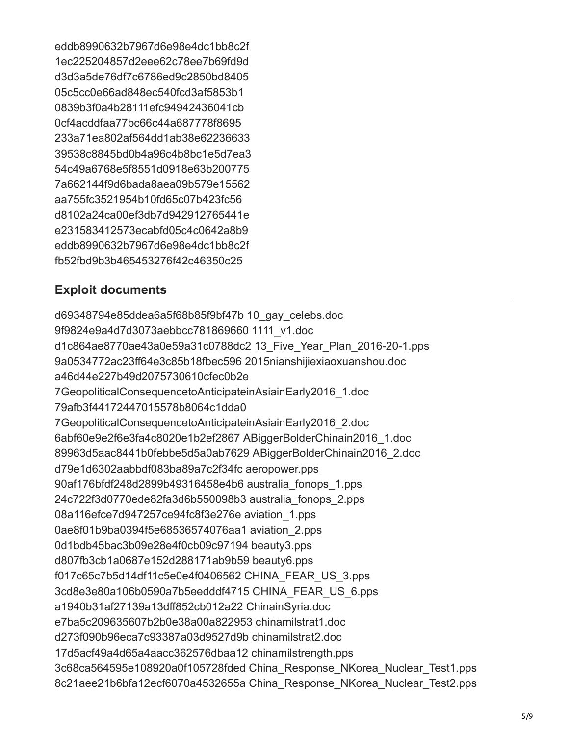eddb8990632b7967d6e98e4dc1bb8c2f
1ec225204857d2eee62c78ee7b69fd9d
d3d3a5de76df7c6786ed9c2850bd8405
05c5cc0e66ad848ec540fcd3af5853b1
0839b3f0a4b28111efc94942436041cb
0cf4acddfaa77bc66c44a687778f8695
233a71ea802af564dd1ab38e62236633
39538c8845bd0b4a96c4b8bc1e5d7ea3
54c49a6768e5f8551d0918e63b200775
7a662144f9d6bada8aea09b579e15562
aa755fc3521954b10fd65c07b423fc56
d8102a24ca00ef3db7d942912765441e
e231583412573ecabfd05c4c0642a8b9
eddb8990632b7967d6e98e4dc1bb8c2f
fb52fbd9b3b465453276f42c46350c25

## Exploit documents

d69348794e85ddea6a5f68b85f9bf47b 10_gay_celebs.doc
9f9824e9a4d7d3073aebbcc781869660 1111_v1.doc
d1c864ae8770ae43a0e59a31c0788dc2 13_Five_Year_Plan_2016-20-1.pps
9a0534772ac23ff64e3c85b18fbec596 2015nianshijiexiaoxuanshou.doc
a46d44e227b49d2075730610cfec0b2e
7GeopoliticalConsequencetoAnticipateinAsiainEarly2016_1.doc
79afb3f44172447015578b8064c1dda0
7GeopoliticalConsequencetoAnticipateinAsiainEarly2016_2.doc
6abf60e9e2f6e3fa4c8020e1b2ef2867 ABiggerBolderChinain2016_1.doc
89963d5aac8441b0febbe5d5a0ab7629 ABiggerBolderChinain2016_2.doc
d79e1d6302aabbdf083ba89a7c2f34fc aeropower.pps
90af176bfdf248d2899b49316458e4b6 australia_fonops_1.pps
24c722f3d0770ede82fa3d6b550098b3 australia_fonops_2.pps
08a116efce7d947257ce94fc8f3e276e aviation_1.pps
0ae8f01b9ba0394f5e68536574076aa1 aviation_2.pps
0d1bdb45bac3b09e28e4f0cb09c97194 beauty3.pps
d807fb3cb1a0687e152d288171ab9b59 beauty6.pps
f017c65c7b5d14df11c5e0e4f0406562 CHINA_FEAR_US_3.pps
3cd8e3e80a106b0590a7b5eedddf4715 CHINA_FEAR_US_6.pps
a1940b31af27139a13dff852cb012a22 ChinainSyria.doc
e7ba5c209635607b2b0e38a00a822953 chinamilstrat1.doc
d273f090b96eca7c93387a03d9527d9b chinamilstrat2.doc
17d5acf49a4d65a4aacc362576dbaa12 chinamilstrength.pps
3c68ca564595e108920a0f105728fded China_Response_NKorea_Nuclear_Test1.pps
8c21aee21b6bfa12ecf6070a4532655a China_Response_NKorea_Nuclear_Test2.pps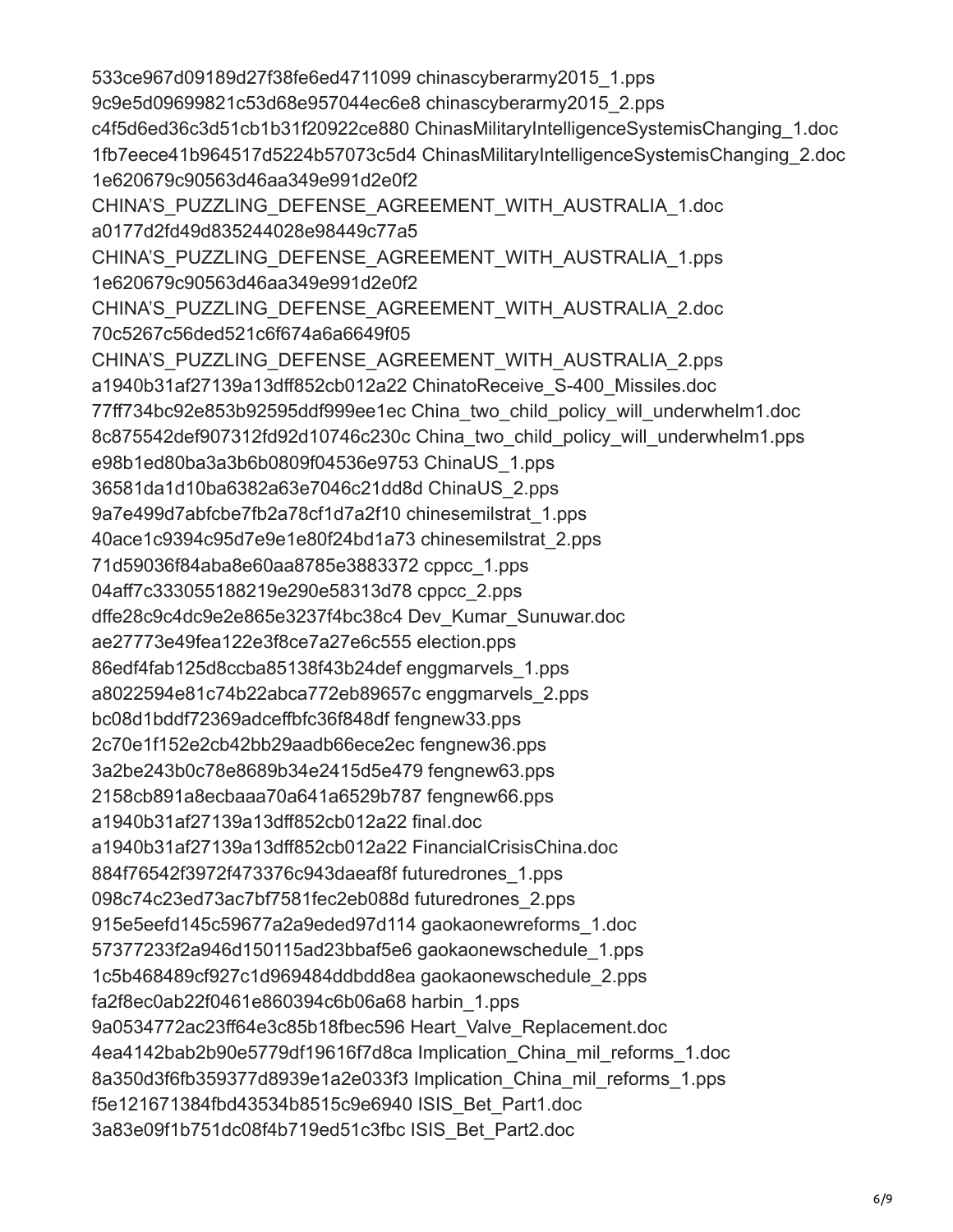533ce967d09189d27f38fe6ed4711099 chinascyberarmy2015_1.pps
9c9e5d09699821c53d68e957044ec6e8 chinascyberarmy2015_2.pps
c4f5d6ed36c3d51cb1b31f20922ce880 ChinasMilitaryIntelligenceSystemisChanging_1.doc
1fb7eece41b964517d5224b57073c5d4 ChinasMilitaryIntelligenceSystemisChanging_2.doc
1e620679c90563d46aa349e991d2e0f2
CHINA'S_PUZZLING_DEFENSE_AGREEMENT_WITH_AUSTRALIA_1.doc
a0177d2fd49d835244028e98449c77a5
CHINA'S_PUZZLING_DEFENSE_AGREEMENT_WITH_AUSTRALIA_1.pps
1e620679c90563d46aa349e991d2e0f2
CHINA'S_PUZZLING_DEFENSE_AGREEMENT_WITH_AUSTRALIA_2.doc
70c5267c56ded521c6f674a6a6649f05
CHINA'S_PUZZLING_DEFENSE_AGREEMENT_WITH_AUSTRALIA_2.pps
a1940b31af27139a13dff852cb012a22 ChinatoReceive_S-400_Missiles.doc
77ff734bc92e853b92595ddf999ee1ec China_two_child_policy_will_underwhelm1.doc
8c875542def907312fd92d10746c230c China_two_child_policy_will_underwhelm1.pps
e98b1ed80ba3a3b6b0809f04536e9753 ChinaUS_1.pps
36581da1d10ba6382a63e7046c21dd8d ChinaUS_2.pps
9a7e499d7abfcbe7fb2a78cf1d7a2f10 chinesemilstrat_1.pps
40ace1c9394c95d7e9e1e80f24bd1a73 chinesemilstrat_2.pps
71d59036f84aba8e60aa8785e3883372 cppcc_1.pps
04aff7c333055188219e290e58313d78 cppcc_2.pps
dffe28c9c4dc9e2e865e3237f4bc38c4 Dev_Kumar_Sunuwar.doc
ae27773e49fea122e3f8ce7a27e6c555 election.pps
86edf4fab125d8ccba85138f43b24def enggmarvels_1.pps
a8022594e81c74b22abca772eb89657c enggmarvels_2.pps
bc08d1bddf72369adceffbfc36f848df fengnew33.pps
2c70e1f152e2cb42bb29aadb66ece2ec fengnew36.pps
3a2be243b0c78e8689b34e2415d5e479 fengnew63.pps
2158cb891a8ecbaaa70a641a6529b787 fengnew66.pps
a1940b31af27139a13dff852cb012a22 final.doc
a1940b31af27139a13dff852cb012a22 FinancialCrisisChina.doc
884f76542f3972f473376c943daeaf8f futuredrones_1.pps
098c74c23ed73ac7bf7581fec2eb088d futuredrones_2.pps
915e5eefd145c59677a2a9eded97d114 gaokaonewreforms_1.doc
57377233f2a946d150115ad23bbaf5e6 gaokaonewschedule_1.pps
1c5b468489cf927c1d969484ddbdd8ea gaokaonewschedule_2.pps
fa2f8ec0ab22f0461e860394c6b06a68 harbin_1.pps
9a0534772ac23ff64e3c85b18fbec596 Heart_Valve_Replacement.doc
4ea4142bab2b90e5779df19616f7d8ca Implication_China_mil_reforms_1.doc
8a350d3f6fb359377d8939e1a2e033f3 Implication_China_mil_reforms_1.pps
f5e121671384fbd43534b8515c9e6940 ISIS_Bet_Part1.doc
3a83e09f1b751dc08f4b719ed51c3fbc ISIS_Bet_Part2.doc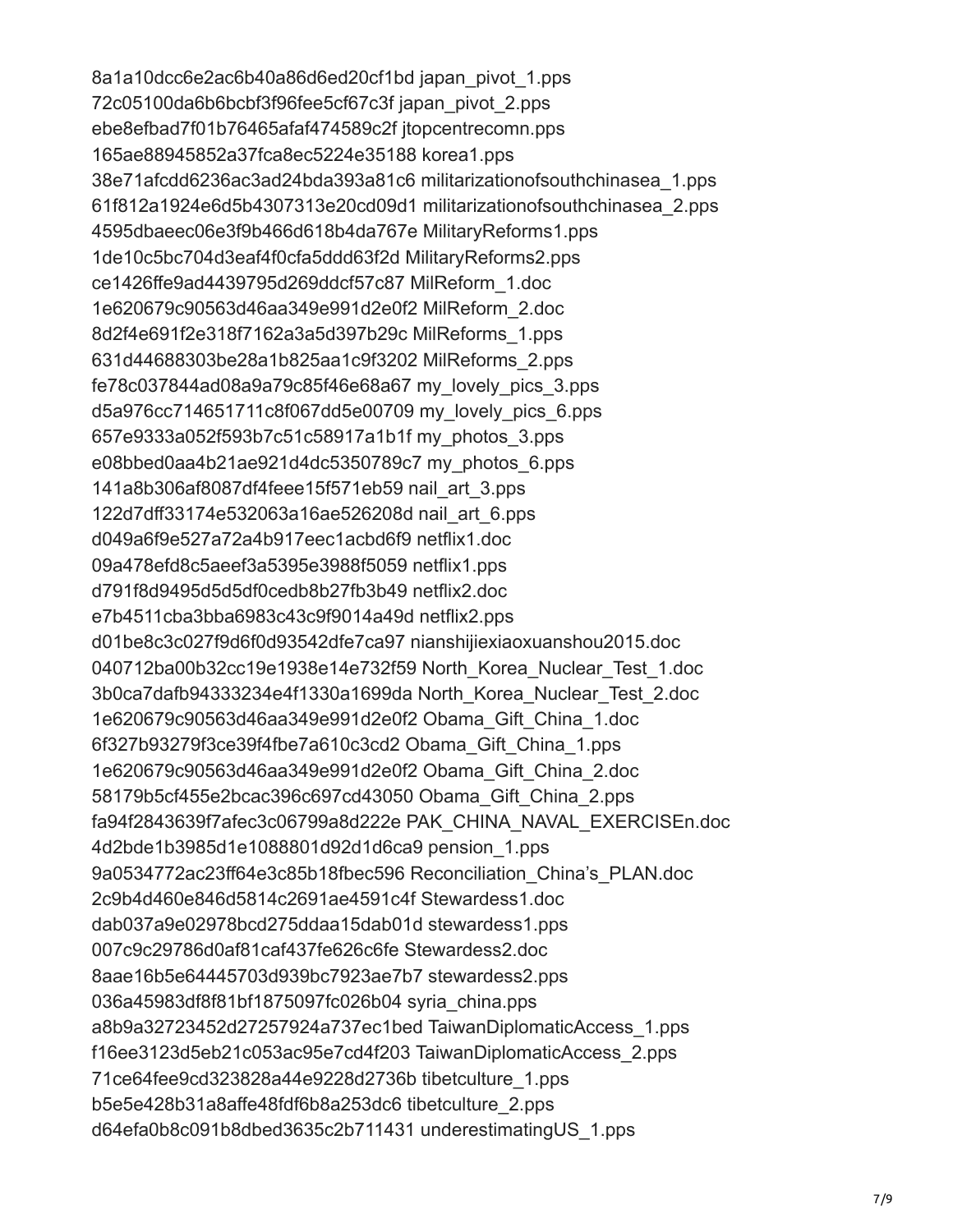8a1a10dcc6e2ac6b40a86d6ed20cf1bd japan_pivot_1.pps
72c05100da6b6bcbf3f96fee5cf67c3f japan_pivot_2.pps
ebe8efbad7f01b76465afaf474589c2f jtopcentrecomn.pps
165ae88945852a37fca8ec5224e35188 korea1.pps
38e71afcdd6236ac3ad24bda393a81c6 militarizationofsouthchinasea_1.pps
61f812a1924e6d5b4307313e20cd09d1 militarizationofsouthchinasea_2.pps
4595dbaeec06e3f9b466d618b4da767e MilitaryReforms1.pps
1de10c5bc704d3eaf4f0cfa5ddd63f2d MilitaryReforms2.pps
ce1426ffe9ad4439795d269ddcf57c87 MilReform_1.doc
1e620679c90563d46aa349e991d2e0f2 MilReform_2.doc
8d2f4e691f2e318f7162a3a5d397b29c MilReforms_1.pps
631d44688303be28a1b825aa1c9f3202 MilReforms_2.pps
fe78c037844ad08a9a79c85f46e68a67 my_lovely_pics_3.pps
d5a976cc714651711c8f067dd5e00709 my_lovely_pics_6.pps
657e9333a052f593b7c51c58917a1b1f my_photos_3.pps
e08bbed0aa4b21ae921d4dc5350789c7 my_photos_6.pps
141a8b306af8087df4feee15f571eb59 nail_art_3.pps
122d7dff33174e532063a16ae526208d nail_art_6.pps
d049a6f9e527a72a4b917eec1acbd6f9 netflix1.doc
09a478efd8c5aeef3a5395e3988f5059 netflix1.pps
d791f8d9495d5d5df0cedb8b27fb3b49 netflix2.doc
e7b4511cba3bba6983c43c9f9014a49d netflix2.pps
d01be8c3c027f9d6f0d93542dfe7ca97 nianshijiexiaoxuanshou2015.doc
040712ba00b32cc19e1938e14e732f59 North_Korea_Nuclear_Test_1.doc
3b0ca7dafb94333234e4f1330a1699da North_Korea_Nuclear_Test_2.doc
1e620679c90563d46aa349e991d2e0f2 Obama_Gift_China_1.doc
6f327b93279f3ce39f4fbe7a610c3cd2 Obama_Gift_China_1.pps
1e620679c90563d46aa349e991d2e0f2 Obama_Gift_China_2.doc
58179b5cf455e2bcac396c697cd43050 Obama_Gift_China_2.pps
fa94f2843639f7afec3c06799a8d222e PAK_CHINA_NAVAL_EXERCISEn.doc
4d2bde1b3985d1e1088801d92d1d6ca9 pension_1.pps
9a0534772ac23ff64e3c85b18fbec596 Reconciliation_China's_PLAN.doc
2c9b4d460e846d5814c2691ae4591c4f Stewardess1.doc
dab037a9e02978bcd275ddaa15dab01d stewardess1.pps
007c9c29786d0af81caf437fe626c6fe Stewardess2.doc
8aae16b5e64445703d939bc7923ae7b7 stewardess2.pps
036a45983df8f81bf1875097fc026b04 syria_china.pps
a8b9a32723452d27257924a737ec1bed TaiwanDiplomaticAccess_1.pps
f16ee3123d5eb21c053ac95e7cd4f203 TaiwanDiplomaticAccess_2.pps
71ce64fee9cd323828a44e9228d2736b tibetculture_1.pps
b5e5e428b31a8affe48fdf6b8a253dc6 tibetculture_2.pps
d64efa0b8c091b8dbed3635c2b711431 underestimatingUS_1.pps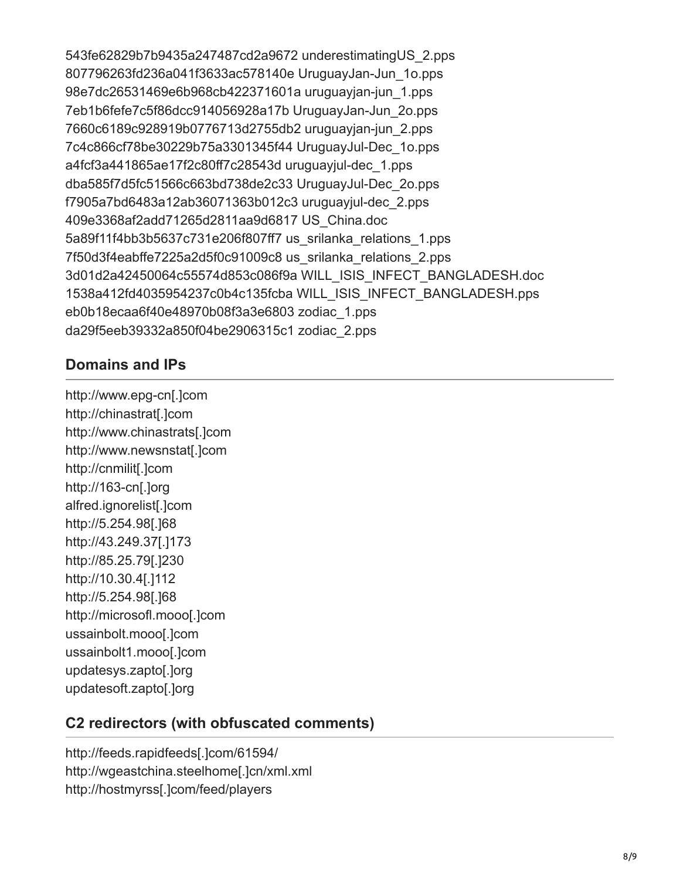543fe62829b7b9435a247487cd2a9672 underestimatingUS_2.pps
807796263fd236a041f3633ac578140e UruguayJan-Jun_1o.pps
98e7dc26531469e6b968cb422371601a uruguayjan-jun_1.pps
7eb1b6fefe7c5f86dcc914056928a17b UruguayJan-Jun_2o.pps
7660c6189c928919b0776713d2755db2 uruguayjan-jun_2.pps
7c4c866cf78be30229b75a3301345f44 UruguayJul-Dec_1o.pps
a4fcf3a441865ae17f2c80ff7c28543d uruguayjul-dec_1.pps
dba585f7d5fc51566c663bd738de2c33 UruguayJul-Dec_2o.pps
f7905a7bd6483a12ab36071363b012c3 uruguayjul-dec_2.pps
409e3368af2add71265d2811aa9d6817 US_China.doc
5a89f11f4bb3b5637c731e206f807ff7 us_srilanka_relations_1.pps
7f50d3f4eabffe7225a2d5f0c91009c8 us_srilanka_relations_2.pps
3d01d2a42450064c55574d853c086f9a WILL_ISIS_INFECT_BANGLADESH.doc
1538a412fd4035954237c0b4c135fcba WILL_ISIS_INFECT_BANGLADESH.pps
eb0b18ecaa6f40e48970b08f3a3e6803 zodiac_1.pps
da29f5eeb39332a850f04be2906315c1 zodiac_2.pps

## Domains and IPs

http://www.epg-cn[.]com
http://chinastrat[.]com
http://www.chinastrats[.]com
http://www.newsnstat[.]com
http://cnmilit[.]com
http://163-cn[.]org
alfred.ignorelist[.]com
http://5.254.98[.]68
http://43.249.37[.]173
http://85.25.79[.]230
http://10.30.4[.]112
http://5.254.98[.]68
http://microsofl.mooo[.]com
ussainbolt.mooo[.]com
ussainbolt1.mooo[.]com
updatesys.zapto[.]org
updatesoft.zapto[.]org

## C2 redirectors (with obfuscated comments)

http://feeds.rapidfeeds[.]com/61594/
http://wgeastchina.steelhome[.]cn/xml.xml
http://hostmyrss[.]com/feed/players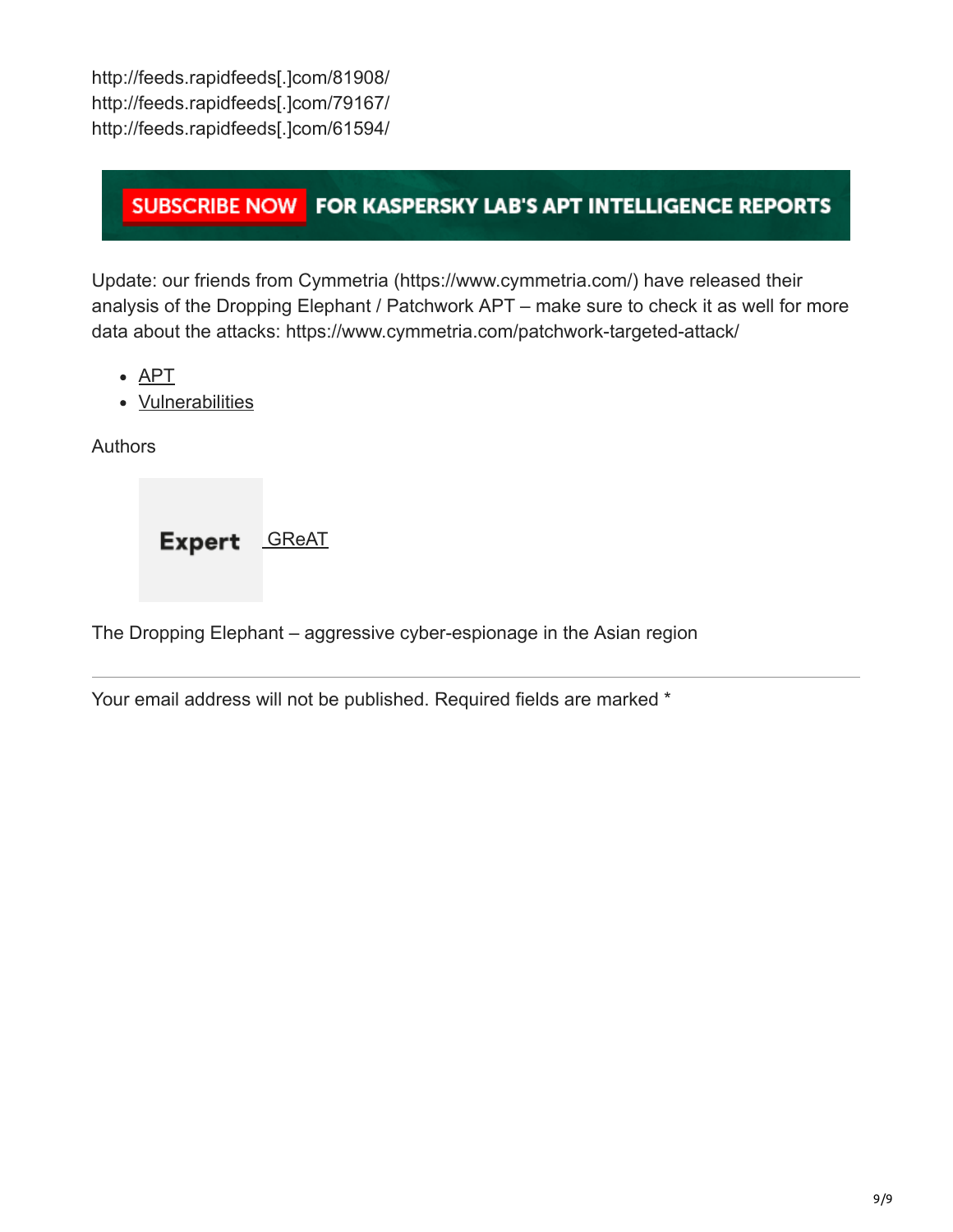http://feeds.rapidfeeds[.]com/81908/
http://feeds.rapidfeeds[.]com/79167/
http://feeds.rapidfeeds[.]com/61594/

SUBSCRIBE NOW FOR KASPERSKY LAB'S APT INTELLIGENCE REPORTS

Update: our friends from Cymmetria (https://www.cymmetria.com/) have released their analysis of the Dropping Elephant / Patchwork APT – make sure to check it as well for more data about the attacks: https://www.cymmetria.com/patchwork-targeted-attack/

- APT
- Vulnerabilities

Authors

Expert GReAT

The Dropping Elephant – aggressive cyber-espionage in the Asian region

---

Your email address will not be published. Required fields are marked *